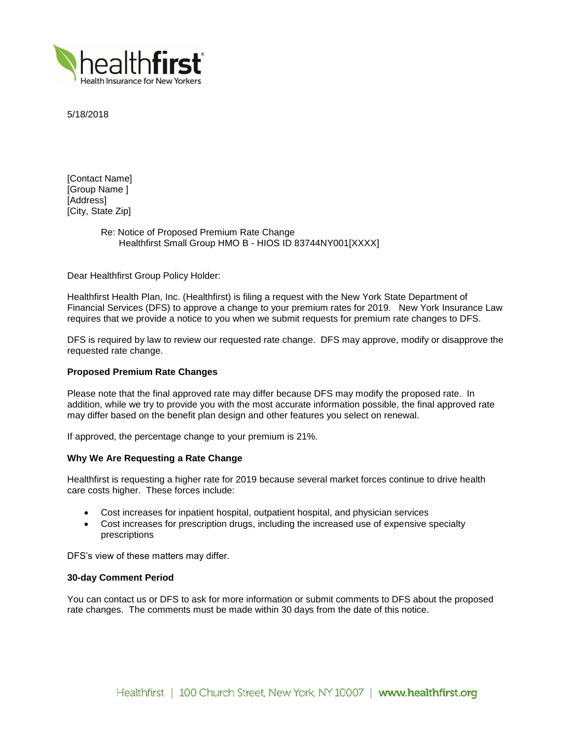5/18/2018

[Contact Name]
[Group Name ]
[Address]
[City, State Zip]

Re: Notice of Proposed Premium Rate Change
Healthfirst Small Group HMO B - HIOS ID 83744NY001[XXXX]

Dear Healthfirst Group Policy Holder:

Healthfirst Health Plan, Inc. (Healthfirst) is filing a request with the New York State Department of Financial Services (DFS) to approve a change to your premium rates for 2019. New York Insurance Law requires that we provide a notice to you when we submit requests for premium rate changes to DFS.

DFS is required by law to review our requested rate change. DFS may approve, modify or disapprove the requested rate change.

**Proposed Premium Rate Changes**

Please note that the final approved rate may differ because DFS may modify the proposed rate. In addition, while we try to provide you with the most accurate information possible, the final approved rate may differ based on the benefit plan design and other features you select on renewal.

If approved, the percentage change to your premium is 21%.

**Why We Are Requesting a Rate Change**

Healthfirst is requesting a higher rate for 2019 because several market forces continue to drive health care costs higher. These forces include:

- Cost increases for inpatient hospital, outpatient hospital, and physician services
- Cost increases for prescription drugs, including the increased use of expensive specialty prescriptions

DFS's view of these matters may differ.

**30-day Comment Period**

You can contact us or DFS to ask for more information or submit comments to DFS about the proposed rate changes. The comments must be made within 30 days from the date of this notice.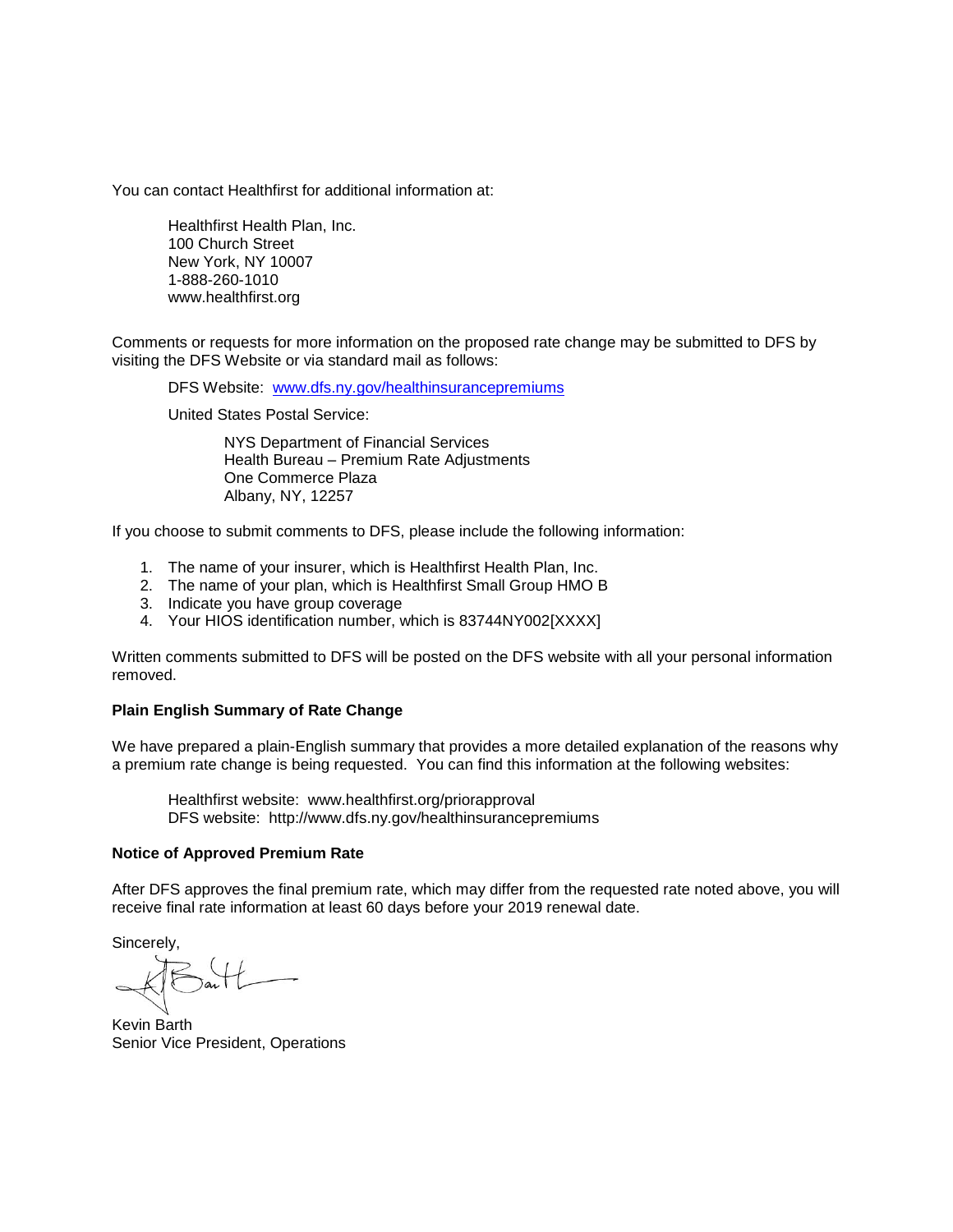You can contact Healthfirst for additional information at:

Healthfirst Health Plan, Inc.
100 Church Street
New York, NY 10007
1-888-260-1010
www.healthfirst.org

Comments or requests for more information on the proposed rate change may be submitted to DFS by visiting the DFS Website or via standard mail as follows:

DFS Website: [www.dfs.ny.gov/healthinsurancepremiums](http://www.dfs.ny.gov/healthinsurancepremiums)

United States Postal Service:

NYS Department of Financial Services
Health Bureau – Premium Rate Adjustments
One Commerce Plaza
Albany, NY, 12257

If you choose to submit comments to DFS, please include the following information:

1. The name of your insurer, which is Healthfirst Health Plan, Inc.
2. The name of your plan, which is Healthfirst Small Group HMO B
3. Indicate you have group coverage
4. Your HIOS identification number, which is 83744NY002[XXXX]

Written comments submitted to DFS will be posted on the DFS website with all your personal information removed.

**Plain English Summary of Rate Change**

We have prepared a plain-English summary that provides a more detailed explanation of the reasons why a premium rate change is being requested. You can find this information at the following websites:

Healthfirst website: www.healthfirst.org/priorapproval
DFS website: http://www.dfs.ny.gov/healthinsurancepremiums

**Notice of Approved Premium Rate**

After DFS approves the final premium rate, which may differ from the requested rate noted above, you will receive final rate information at least 60 days before your 2019 renewal date.

Sincerely,

Kevin Barth
Senior Vice President, Operations